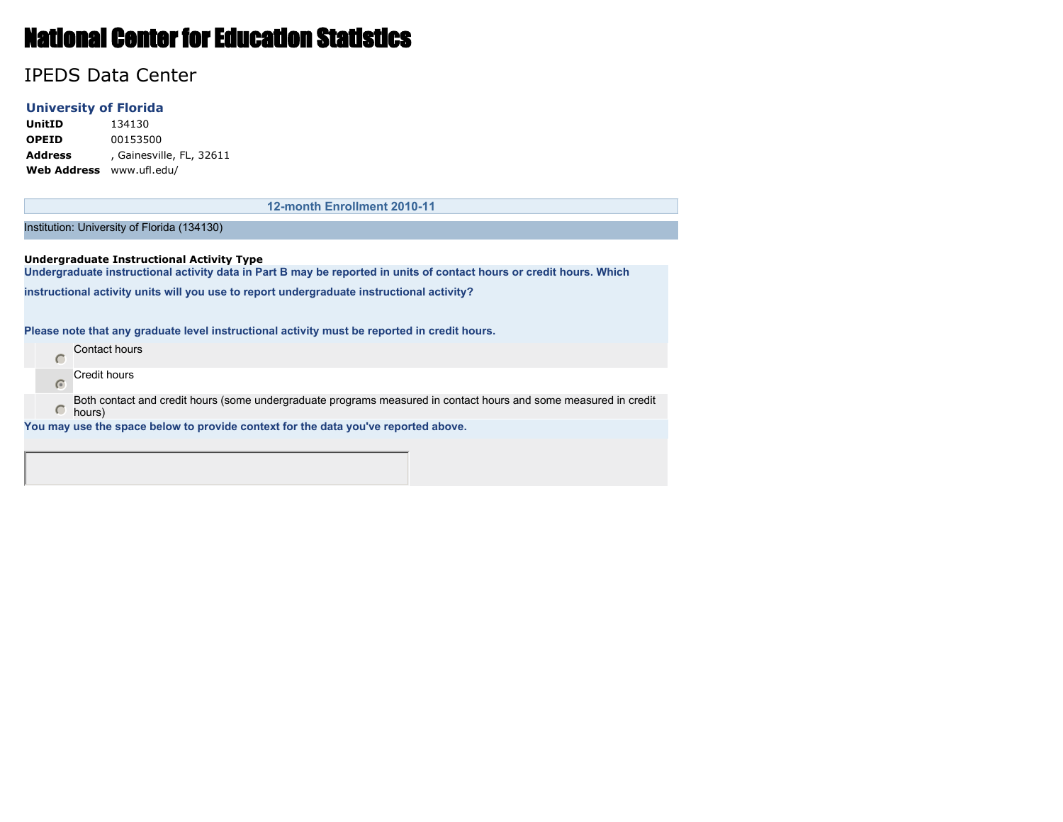# National Center for Education Statistics

## IPEDS Data Center

### University of Florida

| | |
|---|---|
| **UnitID** | 134130 |
| **OPEID** | 00153500 |
| **Address** | , Gainesville, FL, 32611 |
| **Web Address** | www.ufl.edu/ |

**12-month Enrollment 2010-11**

Institution: University of Florida (134130)

**Undergraduate Instructional Activity Type**

**Undergraduate instructional activity data in Part B may be reported in units of contact hours or credit hours. Which instructional activity units will you use to report undergraduate instructional activity?**

**Please note that any graduate level instructional activity must be reported in credit hours.**

- ( ) Contact hours
- (•) Credit hours
- ( ) Both contact and credit hours (some undergraduate programs measured in contact hours and some measured in credit hours)

**You may use the space below to provide context for the data you've reported above.**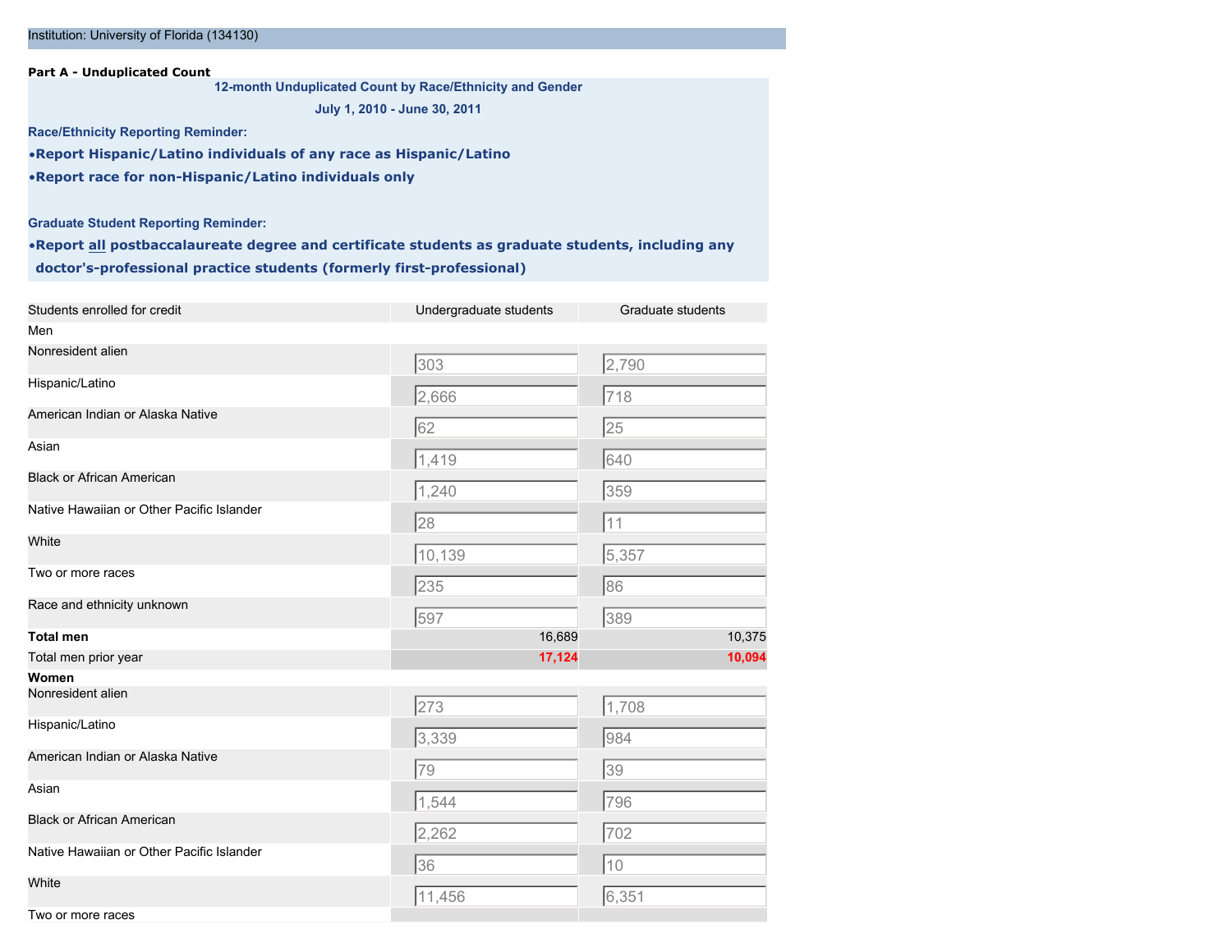Institution: University of Florida (134130)

**Part A - Unduplicated Count**

**12-month Unduplicated Count by Race/Ethnicity and Gender**

**July 1, 2010 - June 30, 2011**

**Race/Ethnicity Reporting Reminder:**

- **Report Hispanic/Latino individuals of any race as Hispanic/Latino**
- **Report race for non-Hispanic/Latino individuals only**

**Graduate Student Reporting Reminder:**

- **Report all postbaccalaureate degree and certificate students as graduate students, including any doctor's-professional practice students (formerly first-professional)**

| Students enrolled for credit | Undergraduate students | Graduate students |
|---|---|---|
| Men | | |
| Nonresident alien | 303 | 2,790 |
| Hispanic/Latino | 2,666 | 718 |
| American Indian or Alaska Native | 62 | 25 |
| Asian | 1,419 | 640 |
| Black or African American | 1,240 | 359 |
| Native Hawaiian or Other Pacific Islander | 28 | 11 |
| White | 10,139 | 5,357 |
| Two or more races | 235 | 86 |
| Race and ethnicity unknown | 597 | 389 |
| **Total men** | 16,689 | 10,375 |
| Total men prior year | **17,124** | **10,094** |
| **Women** | | |
| Nonresident alien | 273 | 1,708 |
| Hispanic/Latino | 3,339 | 984 |
| American Indian or Alaska Native | 79 | 39 |
| Asian | 1,544 | 796 |
| Black or African American | 2,262 | 702 |
| Native Hawaiian or Other Pacific Islander | 36 | 10 |
| White | 11,456 | 6,351 |
| Two or more races | | |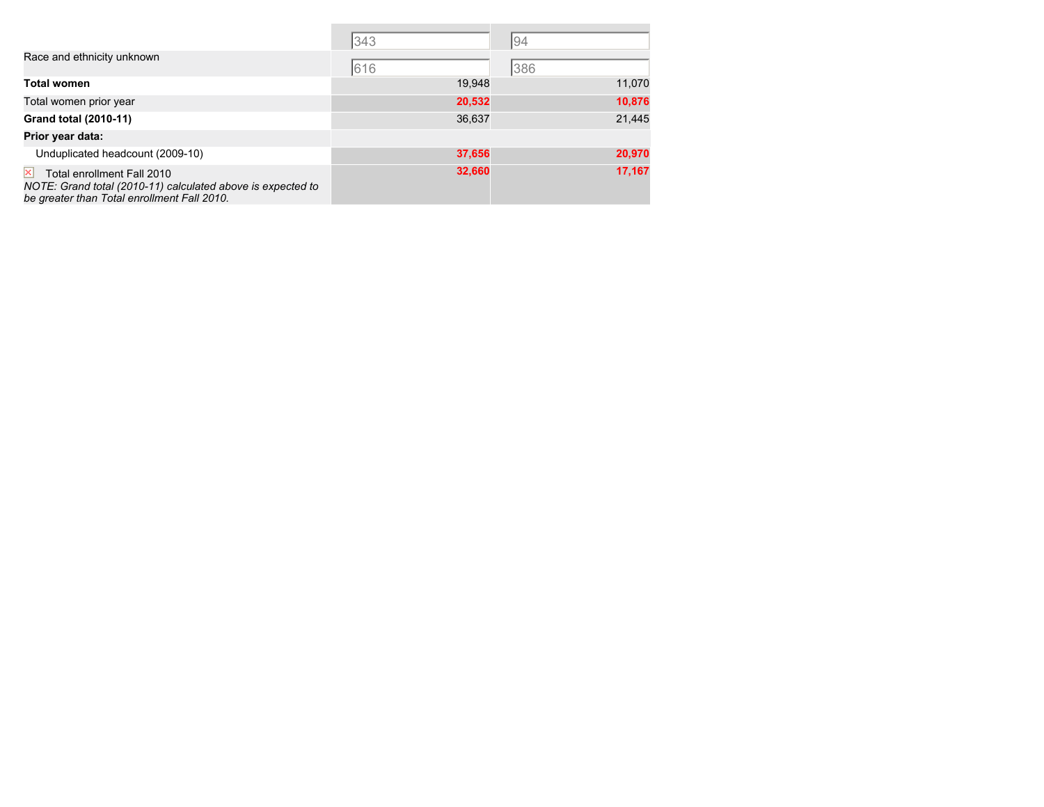|  |  |  |
|---|---|---|
|  | 343 | 94 |
| Race and ethnicity unknown | 616 | 386 |
| **Total women** | 19,948 | 11,070 |
| Total women prior year | **20,532** | **10,876** |
| **Grand total (2010-11)** | 36,637 | 21,445 |
| **Prior year data:** |  |  |
| Unduplicated headcount (2009-10) | **37,656** | **20,970** |
| Total enrollment Fall 2010<br>*NOTE: Grand total (2010-11) calculated above is expected to be greater than Total enrollment Fall 2010.* | **32,660** | **17,167** |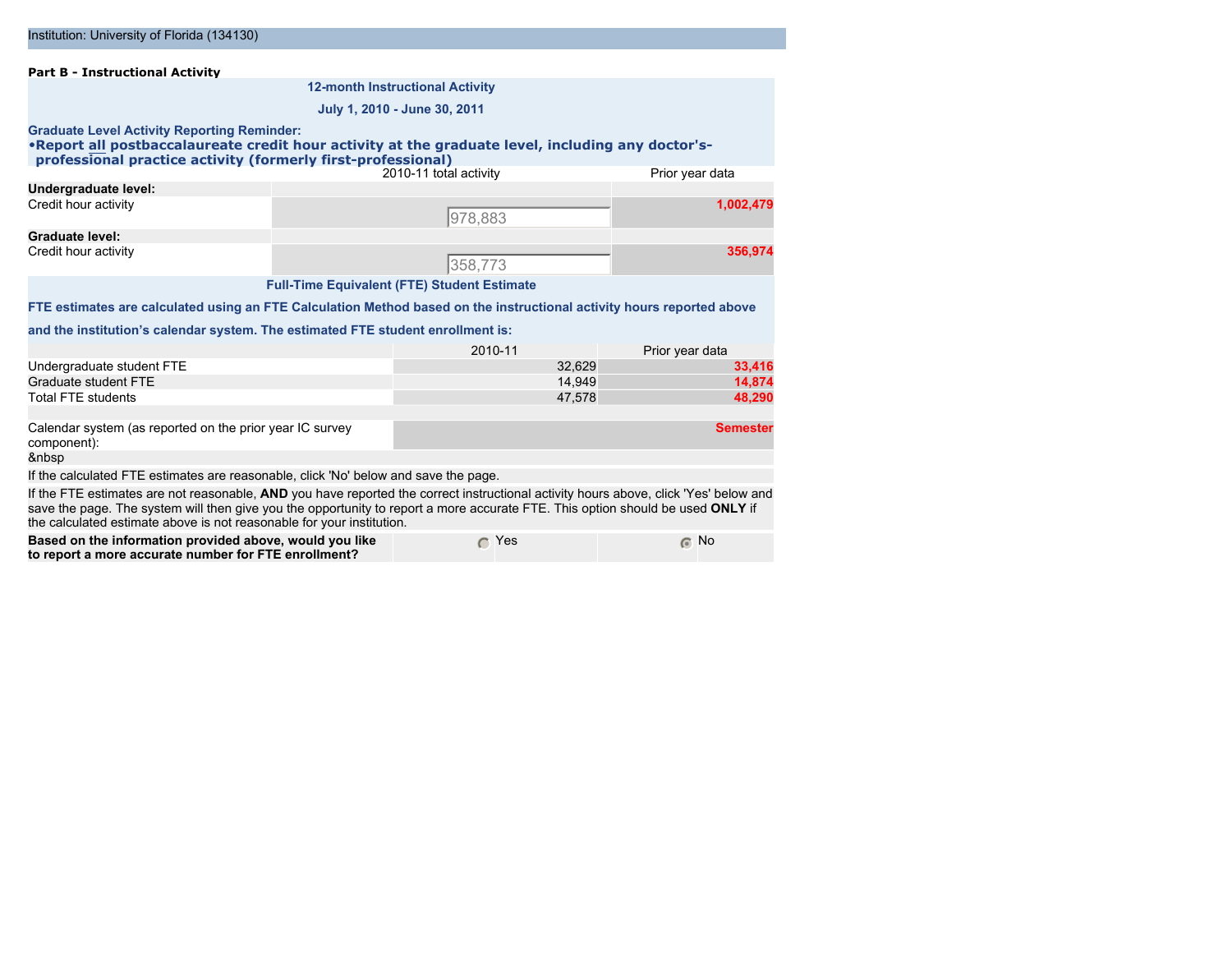Institution: University of Florida (134130)

**Part B - Instructional Activity**

**12-month Instructional Activity**

**July 1, 2010 - June 30, 2011**

**Graduate Level Activity Reporting Reminder:**

- **Report all postbaccalaureate credit hour activity at the graduate level, including any doctor's-professional practice activity (formerly first-professional)**

| | 2010-11 total activity | Prior year data |
|---|---|---|
| **Undergraduate level:** | | |
| Credit hour activity | 978,883 | 1,002,479 |
| **Graduate level:** | | |
| Credit hour activity | 358,773 | 356,974 |

**Full-Time Equivalent (FTE) Student Estimate**

**FTE estimates are calculated using an FTE Calculation Method based on the instructional activity hours reported above and the institution's calendar system. The estimated FTE student enrollment is:**

| | 2010-11 | Prior year data |
|---|---|---|
| Undergraduate student FTE | 32,629 | 33,416 |
| Graduate student FTE | 14,949 | 14,874 |
| Total FTE students | 47,578 | 48,290 |
| | | |
| Calendar system (as reported on the prior year IC survey component): | | Semester |

&nbsp

If the calculated FTE estimates are reasonable, click 'No' below and save the page.

If the FTE estimates are not reasonable, **AND** you have reported the correct instructional activity hours above, click 'Yes' below and save the page. The system will then give you the opportunity to report a more accurate FTE. This option should be used **ONLY** if the calculated estimate above is not reasonable for your institution.

| **Based on the information provided above, would you like to report a more accurate number for FTE enrollment?** | ○ Yes | ◉ No |
|---|---|---|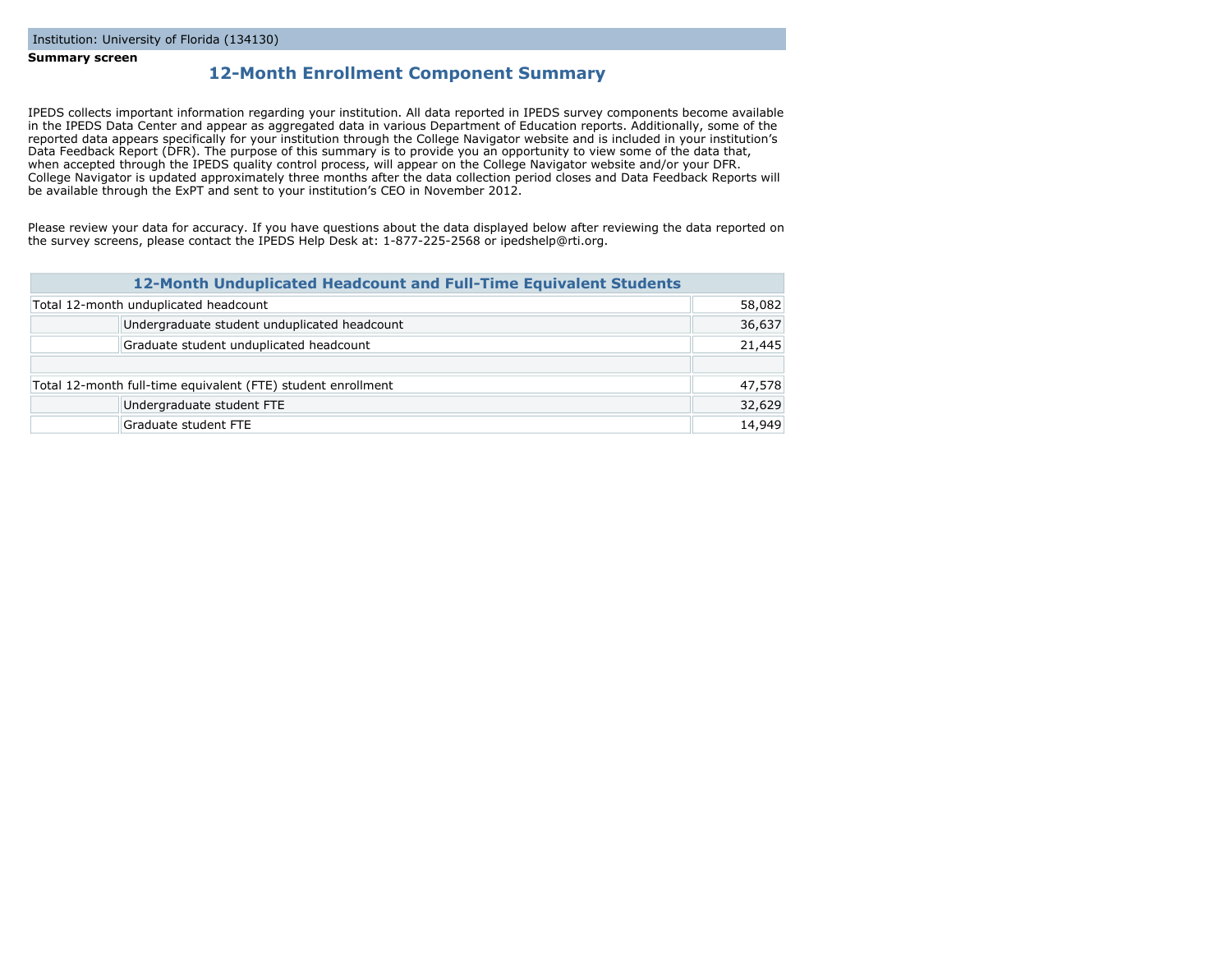Institution: University of Florida (134130)

**Summary screen**

## 12-Month Enrollment Component Summary

IPEDS collects important information regarding your institution. All data reported in IPEDS survey components become available in the IPEDS Data Center and appear as aggregated data in various Department of Education reports. Additionally, some of the reported data appears specifically for your institution through the College Navigator website and is included in your institution's Data Feedback Report (DFR). The purpose of this summary is to provide you an opportunity to view some of the data that, when accepted through the IPEDS quality control process, will appear on the College Navigator website and/or your DFR. College Navigator is updated approximately three months after the data collection period closes and Data Feedback Reports will be available through the ExPT and sent to your institution's CEO in November 2012.

Please review your data for accuracy. If you have questions about the data displayed below after reviewing the data reported on the survey screens, please contact the IPEDS Help Desk at: 1-877-225-2568 or ipedshelp@rti.org.

| 12-Month Unduplicated Headcount and Full-Time Equivalent Students | | |
|---|---|---|
| Total 12-month unduplicated headcount | | 58,082 |
| | Undergraduate student unduplicated headcount | 36,637 |
| | Graduate student unduplicated headcount | 21,445 |
| | | |
| Total 12-month full-time equivalent (FTE) student enrollment | | 47,578 |
| | Undergraduate student FTE | 32,629 |
| | Graduate student FTE | 14,949 |